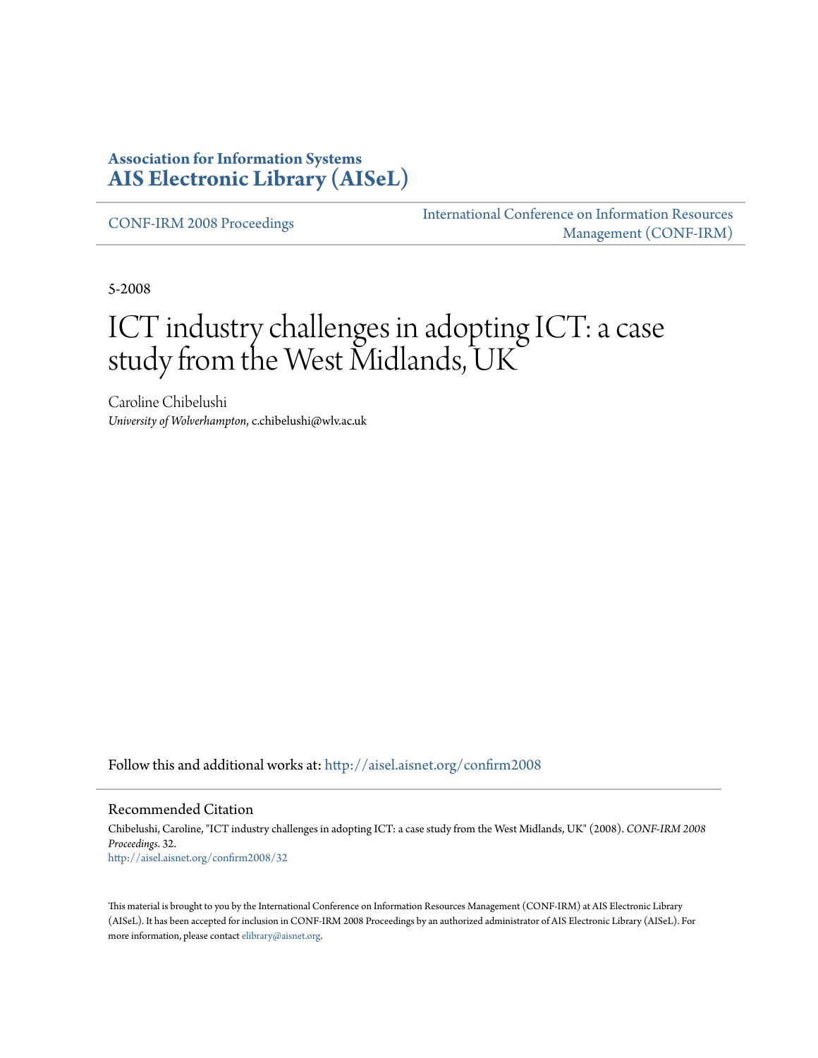**Association for Information Systems**
**[AIS Electronic Library (AISeL)](#)**

CONF-IRM 2008 Proceedings

International Conference on Information Resources Management (CONF-IRM)

5-2008

# ICT industry challenges in adopting ICT: a case study from the West Midlands, UK

Caroline Chibelushi
*University of Wolverhampton*, c.chibelushi@wlv.ac.uk

Follow this and additional works at: http://aisel.aisnet.org/confirm2008

## Recommended Citation

Chibelushi, Caroline, "ICT industry challenges in adopting ICT: a case study from the West Midlands, UK" (2008). *CONF-IRM 2008 Proceedings*. 32.
http://aisel.aisnet.org/confirm2008/32

This material is brought to you by the International Conference on Information Resources Management (CONF-IRM) at AIS Electronic Library (AISeL). It has been accepted for inclusion in CONF-IRM 2008 Proceedings by an authorized administrator of AIS Electronic Library (AISeL). For more information, please contact elibrary@aisnet.org.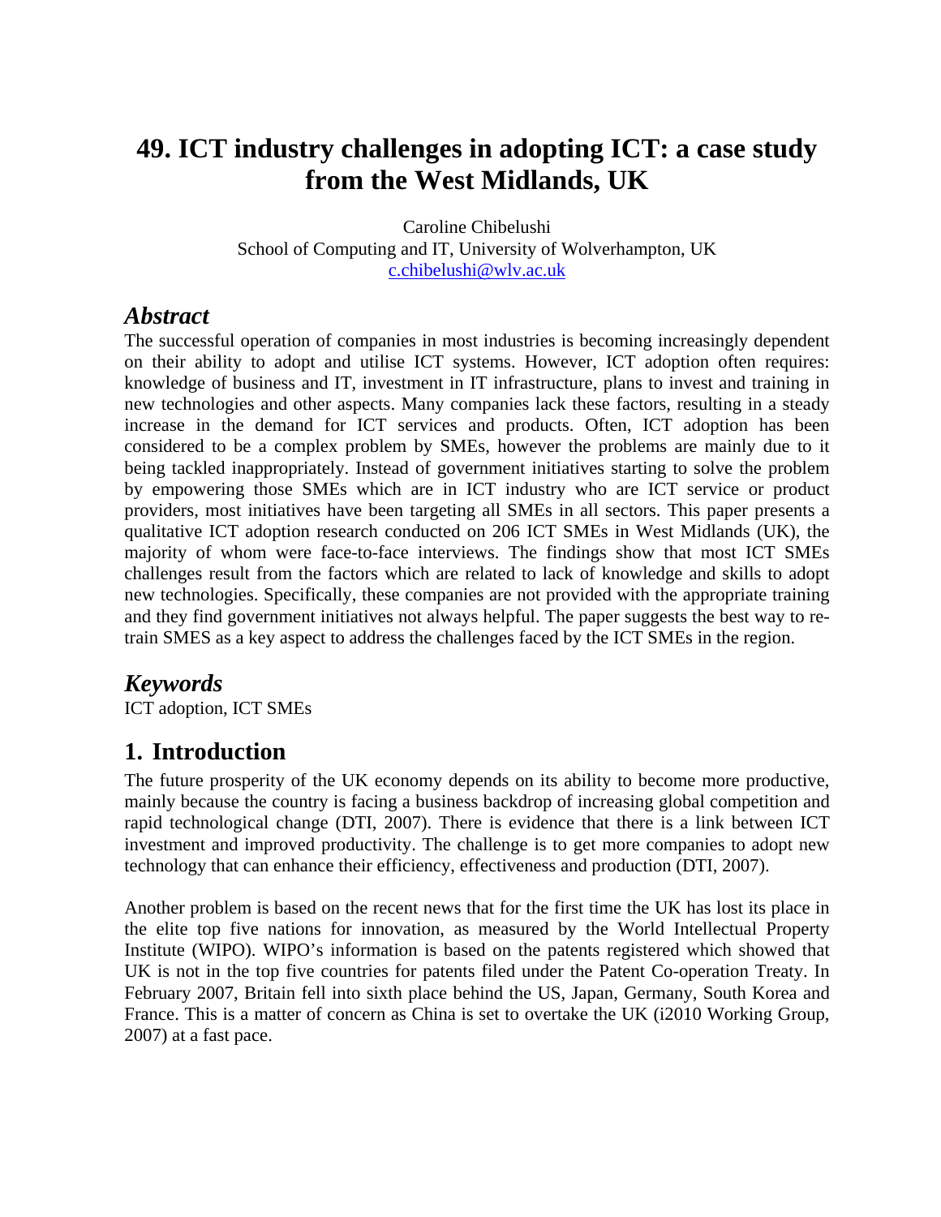# 49. ICT industry challenges in adopting ICT: a case study from the West Midlands, UK

Caroline Chibelushi
School of Computing and IT, University of Wolverhampton, UK
c.chibelushi@wlv.ac.uk

## *Abstract*

The successful operation of companies in most industries is becoming increasingly dependent on their ability to adopt and utilise ICT systems. However, ICT adoption often requires: knowledge of business and IT, investment in IT infrastructure, plans to invest and training in new technologies and other aspects. Many companies lack these factors, resulting in a steady increase in the demand for ICT services and products. Often, ICT adoption has been considered to be a complex problem by SMEs, however the problems are mainly due to it being tackled inappropriately. Instead of government initiatives starting to solve the problem by empowering those SMEs which are in ICT industry who are ICT service or product providers, most initiatives have been targeting all SMEs in all sectors. This paper presents a qualitative ICT adoption research conducted on 206 ICT SMEs in West Midlands (UK), the majority of whom were face-to-face interviews. The findings show that most ICT SMEs challenges result from the factors which are related to lack of knowledge and skills to adopt new technologies. Specifically, these companies are not provided with the appropriate training and they find government initiatives not always helpful. The paper suggests the best way to re-train SMES as a key aspect to address the challenges faced by the ICT SMEs in the region.

## *Keywords*

ICT adoption, ICT SMEs

## 1. Introduction

The future prosperity of the UK economy depends on its ability to become more productive, mainly because the country is facing a business backdrop of increasing global competition and rapid technological change (DTI, 2007). There is evidence that there is a link between ICT investment and improved productivity. The challenge is to get more companies to adopt new technology that can enhance their efficiency, effectiveness and production (DTI, 2007).

Another problem is based on the recent news that for the first time the UK has lost its place in the elite top five nations for innovation, as measured by the World Intellectual Property Institute (WIPO). WIPO's information is based on the patents registered which showed that UK is not in the top five countries for patents filed under the Patent Co-operation Treaty. In February 2007, Britain fell into sixth place behind the US, Japan, Germany, South Korea and France. This is a matter of concern as China is set to overtake the UK (i2010 Working Group, 2007) at a fast pace.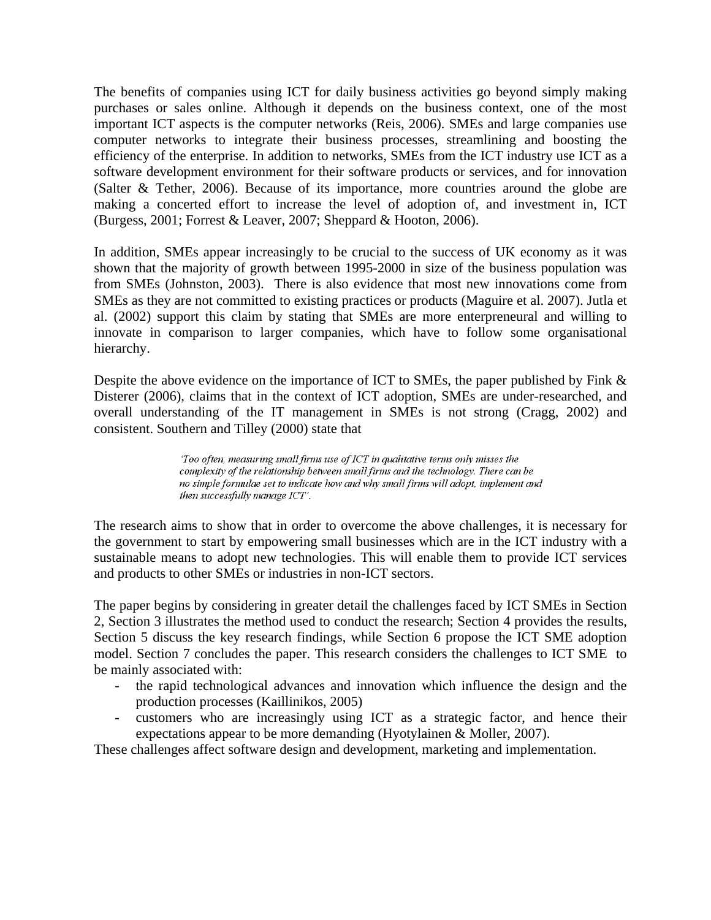The benefits of companies using ICT for daily business activities go beyond simply making purchases or sales online. Although it depends on the business context, one of the most important ICT aspects is the computer networks (Reis, 2006). SMEs and large companies use computer networks to integrate their business processes, streamlining and boosting the efficiency of the enterprise. In addition to networks, SMEs from the ICT industry use ICT as a software development environment for their software products or services, and for innovation (Salter & Tether, 2006). Because of its importance, more countries around the globe are making a concerted effort to increase the level of adoption of, and investment in, ICT (Burgess, 2001; Forrest & Leaver, 2007; Sheppard & Hooton, 2006).

In addition, SMEs appear increasingly to be crucial to the success of UK economy as it was shown that the majority of growth between 1995-2000 in size of the business population was from SMEs (Johnston, 2003). There is also evidence that most new innovations come from SMEs as they are not committed to existing practices or products (Maguire et al. 2007). Jutla et al. (2002) support this claim by stating that SMEs are more enterpreneural and willing to innovate in comparison to larger companies, which have to follow some organisational hierarchy.

Despite the above evidence on the importance of ICT to SMEs, the paper published by Fink & Disterer (2006), claims that in the context of ICT adoption, SMEs are under-researched, and overall understanding of the IT management in SMEs is not strong (Cragg, 2002) and consistent. Southern and Tilley (2000) state that

> *'Too often, measuring small firms use of ICT in qualitative terms only misses the complexity of the relationship between small firms and the technology. There can be no simple formulae set to indicate how and why small firms will adopt, implement and then successfully manage ICT'.*

The research aims to show that in order to overcome the above challenges, it is necessary for the government to start by empowering small businesses which are in the ICT industry with a sustainable means to adopt new technologies. This will enable them to provide ICT services and products to other SMEs or industries in non-ICT sectors.

The paper begins by considering in greater detail the challenges faced by ICT SMEs in Section 2, Section 3 illustrates the method used to conduct the research; Section 4 provides the results, Section 5 discuss the key research findings, while Section 6 propose the ICT SME adoption model. Section 7 concludes the paper. This research considers the challenges to ICT SME to be mainly associated with:

- the rapid technological advances and innovation which influence the design and the production processes (Kaillinikos, 2005)
- customers who are increasingly using ICT as a strategic factor, and hence their expectations appear to be more demanding (Hyotylainen & Moller, 2007).

These challenges affect software design and development, marketing and implementation.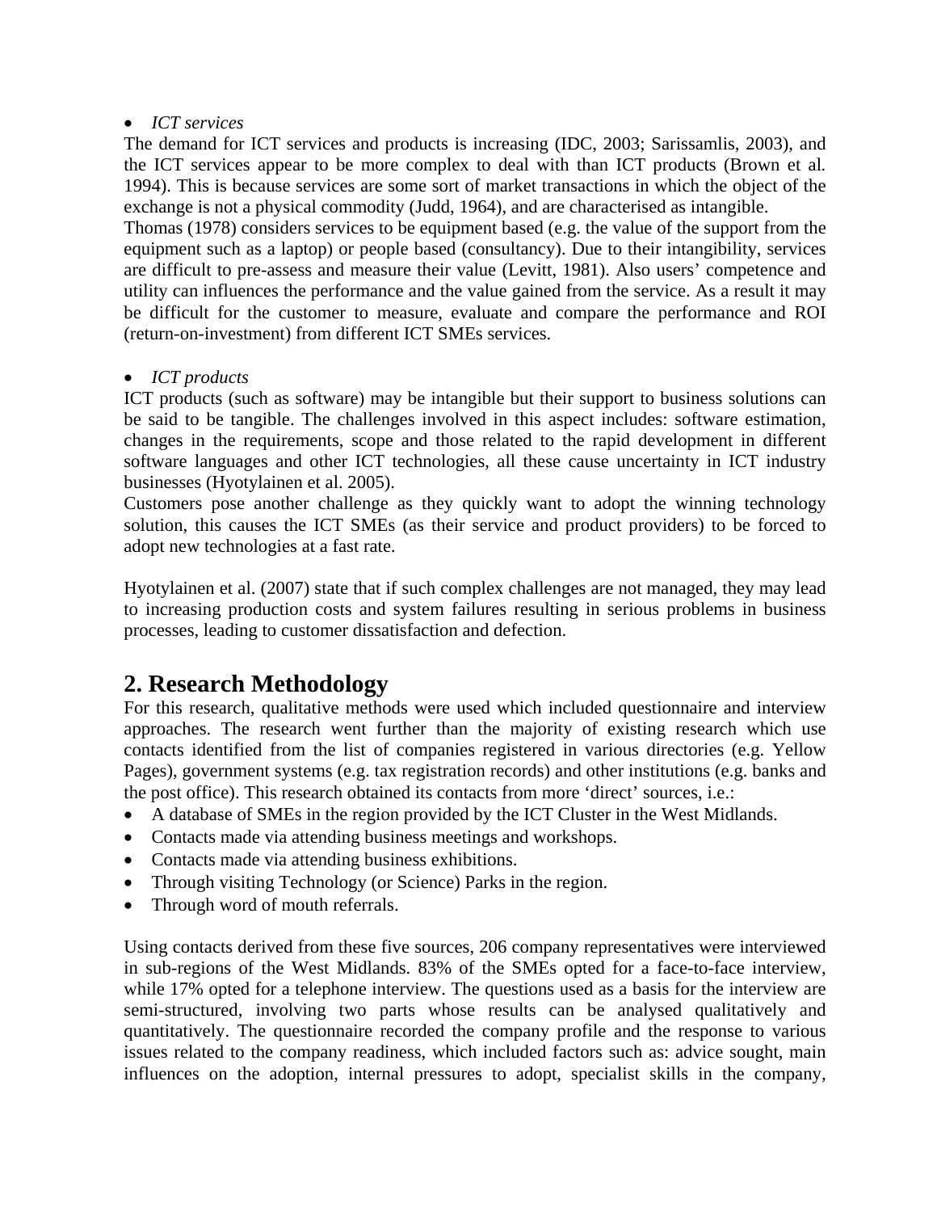- *ICT services*

The demand for ICT services and products is increasing (IDC, 2003; Sarissamlis, 2003), and the ICT services appear to be more complex to deal with than ICT products (Brown et al. 1994). This is because services are some sort of market transactions in which the object of the exchange is not a physical commodity (Judd, 1964), and are characterised as intangible.
Thomas (1978) considers services to be equipment based (e.g. the value of the support from the equipment such as a laptop) or people based (consultancy). Due to their intangibility, services are difficult to pre-assess and measure their value (Levitt, 1981). Also users' competence and utility can influences the performance and the value gained from the service. As a result it may be difficult for the customer to measure, evaluate and compare the performance and ROI (return-on-investment) from different ICT SMEs services.

- *ICT products*

ICT products (such as software) may be intangible but their support to business solutions can be said to be tangible. The challenges involved in this aspect includes: software estimation, changes in the requirements, scope and those related to the rapid development in different software languages and other ICT technologies, all these cause uncertainty in ICT industry businesses (Hyotylainen et al. 2005).
Customers pose another challenge as they quickly want to adopt the winning technology solution, this causes the ICT SMEs (as their service and product providers) to be forced to adopt new technologies at a fast rate.

Hyotylainen et al. (2007) state that if such complex challenges are not managed, they may lead to increasing production costs and system failures resulting in serious problems in business processes, leading to customer dissatisfaction and defection.

## 2. Research Methodology

For this research, qualitative methods were used which included questionnaire and interview approaches. The research went further than the majority of existing research which use contacts identified from the list of companies registered in various directories (e.g. Yellow Pages), government systems (e.g. tax registration records) and other institutions (e.g. banks and the post office). This research obtained its contacts from more 'direct' sources, i.e.:

- A database of SMEs in the region provided by the ICT Cluster in the West Midlands.
- Contacts made via attending business meetings and workshops.
- Contacts made via attending business exhibitions.
- Through visiting Technology (or Science) Parks in the region.
- Through word of mouth referrals.

Using contacts derived from these five sources, 206 company representatives were interviewed in sub-regions of the West Midlands. 83% of the SMEs opted for a face-to-face interview, while 17% opted for a telephone interview. The questions used as a basis for the interview are semi-structured, involving two parts whose results can be analysed qualitatively and quantitatively. The questionnaire recorded the company profile and the response to various issues related to the company readiness, which included factors such as: advice sought, main influences on the adoption, internal pressures to adopt, specialist skills in the company,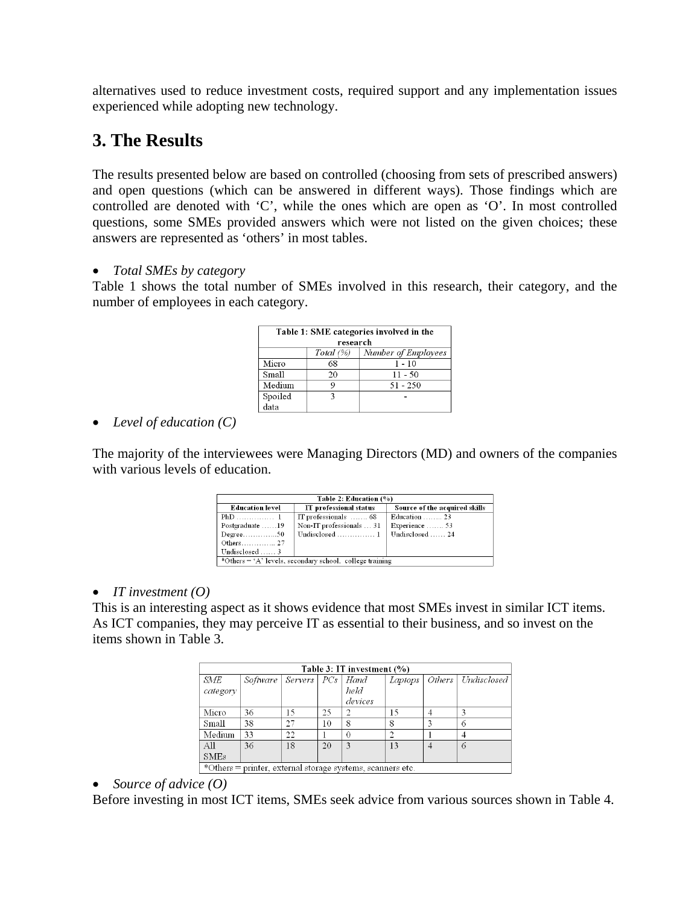alternatives used to reduce investment costs, required support and any implementation issues experienced while adopting new technology.

## 3. The Results

The results presented below are based on controlled (choosing from sets of prescribed answers) and open questions (which can be answered in different ways). Those findings which are controlled are denoted with 'C', while the ones which are open as 'O'. In most controlled questions, some SMEs provided answers which were not listed on the given choices; these answers are represented as 'others' in most tables.

- *Total SMEs by category*

Table 1 shows the total number of SMEs involved in this research, their category, and the number of employees in each category.

**Table 1: SME categories involved in the research**

| | *Total (%)* | *Number of Employees* |
|---|---|---|
| Micro | 68 | 1 - 10 |
| Small | 20 | 11 - 50 |
| Medium | 9 | 51 - 250 |
| Spoiled data | 3 | - |

- *Level of education (C)*

The majority of the interviewees were Managing Directors (MD) and owners of the companies with various levels of education.

**Table 2: Education (%)**

| Education level | IT professional status | Source of the acquired skills |
|---|---|---|
| PhD ............... 1 | IT professionals ....... 68 | Education ........ 23 |
| Postgraduate ......19 | Non-IT professionals ... 31 | Experience ....... 53 |
| Degree..............50 | Undisclosed ............... 1 | Undisclosed ...... 24 |
| Others............. 27 | | |
| Undisclosed ...... 3 | | |

*Others = 'A' levels, secondary school, college training

- *IT investment (O)*

This is an interesting aspect as it shows evidence that most SMEs invest in similar ICT items. As ICT companies, they may perceive IT as essential to their business, and so invest on the items shown in Table 3.

**Table 3: IT investment (%)**

| *SME category* | *Software* | *Servers* | *PCs* | *Hand held devices* | *Laptops* | *Others* | *Undisclosed* |
|---|---|---|---|---|---|---|---|
| Micro | 36 | 15 | 25 | 2 | 15 | 4 | 3 |
| Small | 38 | 27 | 10 | 8 | 8 | 3 | 6 |
| Medium | 33 | 22 | 1 | 0 | 2 | 1 | 4 |
| All SMEs | 36 | 18 | 20 | 3 | 13 | 4 | 6 |

*Others = printer, external storage systems, scanners etc.

- *Source of advice (O)*

Before investing in most ICT items, SMEs seek advice from various sources shown in Table 4.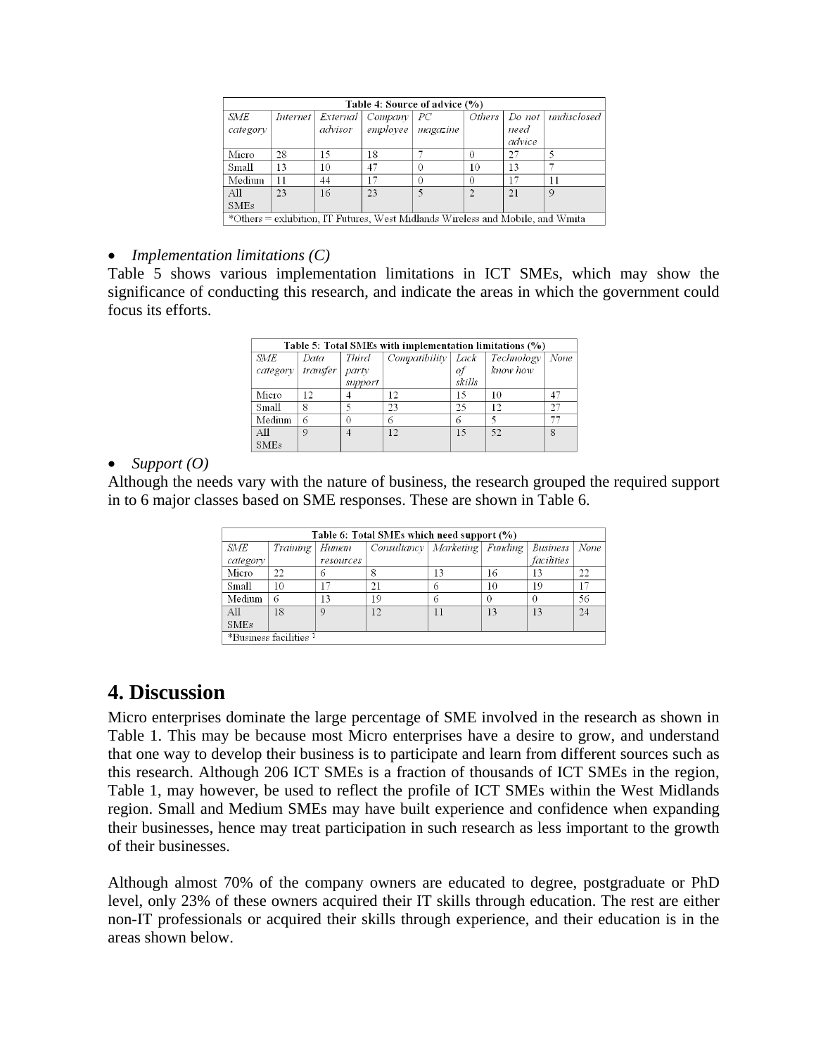| Table 4: Source of advice (%) | | | | | | | |
|---|---|---|---|---|---|---|---|
| *SME category* | *Internet* | *External advisor* | *Company employee* | *PC magazine* | *Others* | *Do not need advice* | *undisclosed* |
| Micro | 28 | 15 | 18 | 7 | 0 | 27 | 5 |
| Small | 13 | 10 | 47 | 0 | 10 | 13 | 7 |
| Medium | 11 | 44 | 17 | 0 | 0 | 17 | 11 |
| All SMEs | 23 | 16 | 23 | 5 | 2 | 21 | 9 |

*Others = exhibition, IT Futures, West Midlands Wireless and Mobile, and Wmita

- *Implementation limitations (C)*

Table 5 shows various implementation limitations in ICT SMEs, which may show the significance of conducting this research, and indicate the areas in which the government could focus its efforts.

| Table 5: Total SMEs with implementation limitations (%) | | | | | | |
|---|---|---|---|---|---|---|
| *SME category* | *Data transfer* | *Third party support* | *Compatibility* | *Lack of skills* | *Technology know how* | *None* |
| Micro | 12 | 4 | 12 | 15 | 10 | 47 |
| Small | 8 | 5 | 23 | 25 | 12 | 27 |
| Medium | 6 | 0 | 6 | 6 | 5 | 77 |
| All SMEs | 9 | 4 | 12 | 15 | 52 | 8 |

- *Support (O)*

Although the needs vary with the nature of business, the research grouped the required support in to 6 major classes based on SME responses. These are shown in Table 6.

| Table 6: Total SMEs which need support (%) | | | | | | | |
|---|---|---|---|---|---|---|---|
| *SME category* | *Training* | *Human resources* | *Consultancy* | *Marketing* | *Funding* | *Business facilities* | *None* |
| Micro | 22 | 6 | 8 | 13 | 16 | 13 | 22 |
| Small | 10 | 17 | 21 | 6 | 10 | 19 | 17 |
| Medium | 6 | 13 | 19 | 6 | 0 | 0 | 56 |
| All SMEs | 18 | 9 | 12 | 11 | 13 | 13 | 24 |

*Business facilities [1]

# 4. Discussion

Micro enterprises dominate the large percentage of SME involved in the research as shown in Table 1. This may be because most Micro enterprises have a desire to grow, and understand that one way to develop their business is to participate and learn from different sources such as this research. Although 206 ICT SMEs is a fraction of thousands of ICT SMEs in the region, Table 1, may however, be used to reflect the profile of ICT SMEs within the West Midlands region. Small and Medium SMEs may have built experience and confidence when expanding their businesses, hence may treat participation in such research as less important to the growth of their businesses.

Although almost 70% of the company owners are educated to degree, postgraduate or PhD level, only 23% of these owners acquired their IT skills through education. The rest are either non-IT professionals or acquired their skills through experience, and their education is in the areas shown below.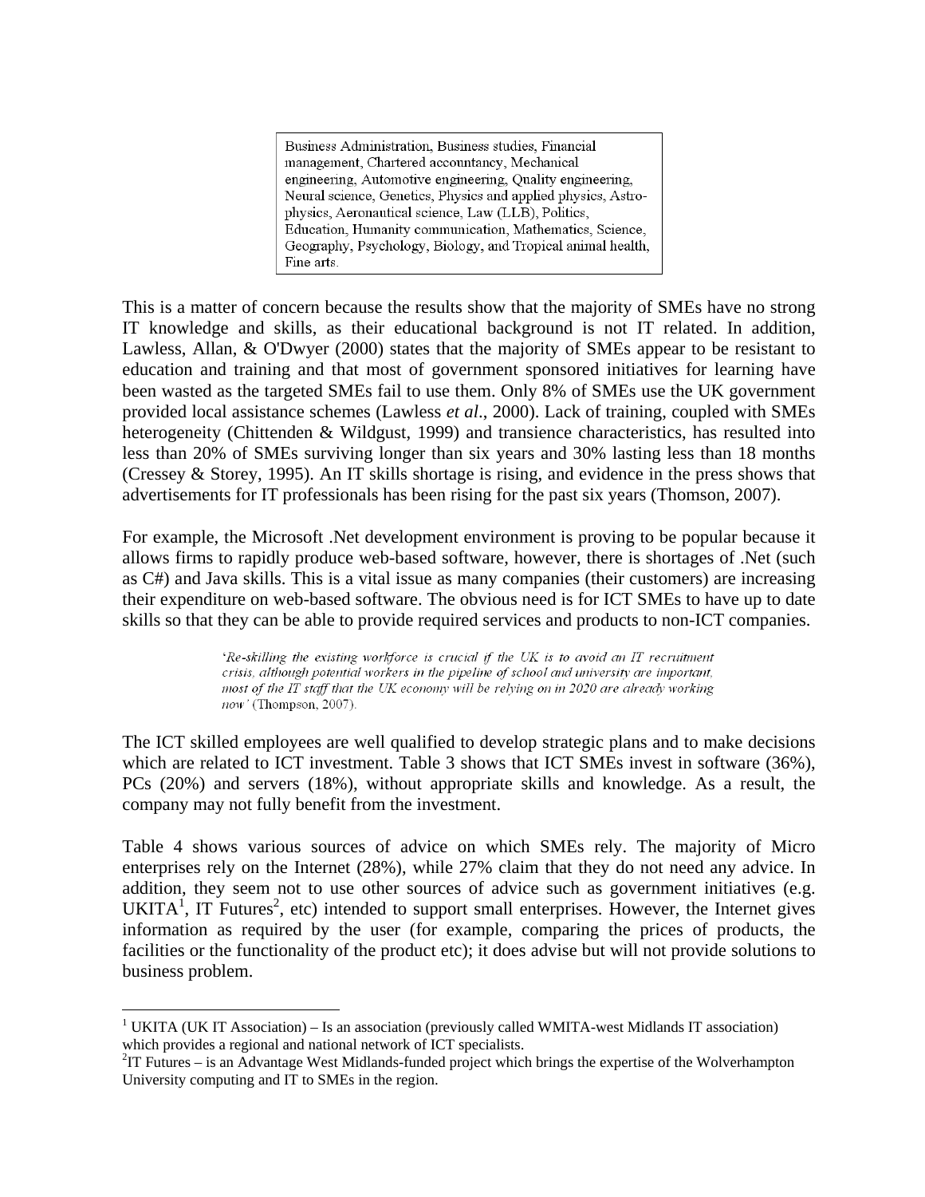> Business Administration, Business studies, Financial management, Chartered accountancy, Mechanical engineering, Automotive engineering, Quality engineering, Neural science, Genetics, Physics and applied physics, Astro-physics, Aeronautical science, Law (LLB), Politics, Education, Humanity communication, Mathematics, Science, Geography, Psychology, Biology, and Tropical animal health, Fine arts.

This is a matter of concern because the results show that the majority of SMEs have no strong IT knowledge and skills, as their educational background is not IT related. In addition, Lawless, Allan, & O'Dwyer (2000) states that the majority of SMEs appear to be resistant to education and training and that most of government sponsored initiatives for learning have been wasted as the targeted SMEs fail to use them. Only 8% of SMEs use the UK government provided local assistance schemes (Lawless *et al*., 2000). Lack of training, coupled with SMEs heterogeneity (Chittenden & Wildgust, 1999) and transience characteristics, has resulted into less than 20% of SMEs surviving longer than six years and 30% lasting less than 18 months (Cressey & Storey, 1995). An IT skills shortage is rising, and evidence in the press shows that advertisements for IT professionals has been rising for the past six years (Thomson, 2007).

For example, the Microsoft .Net development environment is proving to be popular because it allows firms to rapidly produce web-based software, however, there is shortages of .Net (such as C#) and Java skills. This is a vital issue as many companies (their customers) are increasing their expenditure on web-based software. The obvious need is for ICT SMEs to have up to date skills so that they can be able to provide required services and products to non-ICT companies.

> '*Re-skilling the existing workforce is crucial if the UK is to avoid an IT recruitment crisis, although potential workers in the pipeline of school and university are important, most of the IT staff that the UK economy will be relying on in 2020 are already working now*' (Thompson, 2007).

The ICT skilled employees are well qualified to develop strategic plans and to make decisions which are related to ICT investment. Table 3 shows that ICT SMEs invest in software (36%), PCs (20%) and servers (18%), without appropriate skills and knowledge. As a result, the company may not fully benefit from the investment.

Table 4 shows various sources of advice on which SMEs rely. The majority of Micro enterprises rely on the Internet (28%), while 27% claim that they do not need any advice. In addition, they seem not to use other sources of advice such as government initiatives (e.g. UKITA[1], IT Futures[2], etc) intended to support small enterprises. However, the Internet gives information as required by the user (for example, comparing the prices of products, the facilities or the functionality of the product etc); it does advise but will not provide solutions to business problem.

---

[1] UKITA (UK IT Association) – Is an association (previously called WMITA-west Midlands IT association) which provides a regional and national network of ICT specialists.

[2] IT Futures – is an Advantage West Midlands-funded project which brings the expertise of the Wolverhampton University computing and IT to SMEs in the region.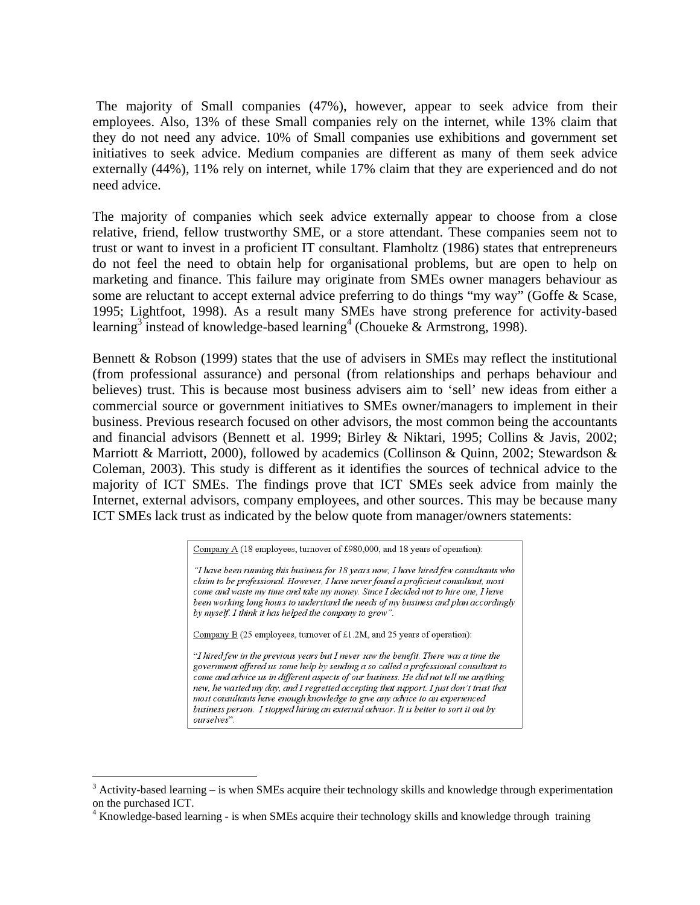The majority of Small companies (47%), however, appear to seek advice from their employees. Also, 13% of these Small companies rely on the internet, while 13% claim that they do not need any advice. 10% of Small companies use exhibitions and government set initiatives to seek advice. Medium companies are different as many of them seek advice externally (44%), 11% rely on internet, while 17% claim that they are experienced and do not need advice.

The majority of companies which seek advice externally appear to choose from a close relative, friend, fellow trustworthy SME, or a store attendant. These companies seem not to trust or want to invest in a proficient IT consultant. Flamholtz (1986) states that entrepreneurs do not feel the need to obtain help for organisational problems, but are open to help on marketing and finance. This failure may originate from SMEs owner managers behaviour as some are reluctant to accept external advice preferring to do things "my way" (Goffe & Scase, 1995; Lightfoot, 1998). As a result many SMEs have strong preference for activity-based learning[3] instead of knowledge-based learning[4] (Choueke & Armstrong, 1998).

Bennett & Robson (1999) states that the use of advisers in SMEs may reflect the institutional (from professional assurance) and personal (from relationships and perhaps behaviour and believes) trust. This is because most business advisers aim to 'sell' new ideas from either a commercial source or government initiatives to SMEs owner/managers to implement in their business. Previous research focused on other advisors, the most common being the accountants and financial advisors (Bennett et al. 1999; Birley & Niktari, 1995; Collins & Javis, 2002; Marriott & Marriott, 2000), followed by academics (Collinson & Quinn, 2002; Stewardson & Coleman, 2003). This study is different as it identifies the sources of technical advice to the majority of ICT SMEs. The findings prove that ICT SMEs seek advice from mainly the Internet, external advisors, company employees, and other sources. This may be because many ICT SMEs lack trust as indicated by the below quote from manager/owners statements:

> Company A (18 employees, turnover of £980,000, and 18 years of operation):
>
> *"I have been running this business for 18 years now; I have hired few consultants who claim to be professional. However, I have never found a proficient consultant, most come and waste my time and take my money. Since I decided not to hire one, I have been working long hours to understand the needs of my business and plan accordingly by myself. I think it has helped the company to grow".*
>
> Company B (25 employees, turnover of £1.2M, and 25 years of operation):
>
> "*I hired few in the previous years but I never saw the benefit. There was a time the government offered us some help by sending a so called a professional consultant to come and advice us in different aspects of our business. He did not tell me anything new, he wasted my day, and I regretted accepting that support. I just don't trust that most consultants have enough knowledge to give any advice to an experienced business person. I stopped hiring an external advisor. It is better to sort it out by ourselves*".

---

[3] Activity-based learning – is when SMEs acquire their technology skills and knowledge through experimentation on the purchased ICT.

[4] Knowledge-based learning - is when SMEs acquire their technology skills and knowledge through training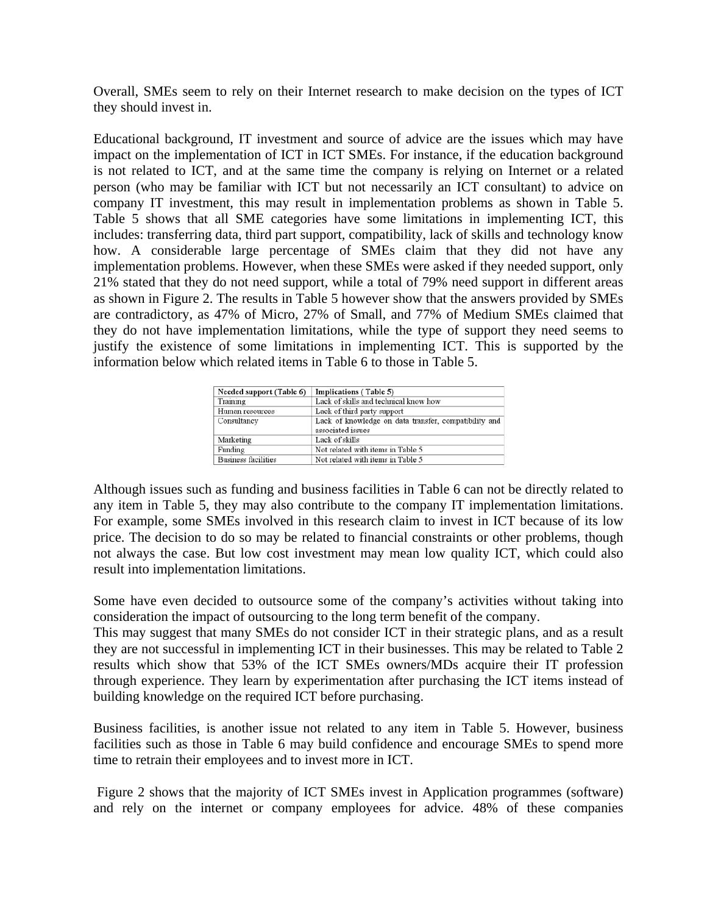Overall, SMEs seem to rely on their Internet research to make decision on the types of ICT they should invest in.

Educational background, IT investment and source of advice are the issues which may have impact on the implementation of ICT in ICT SMEs. For instance, if the education background is not related to ICT, and at the same time the company is relying on Internet or a related person (who may be familiar with ICT but not necessarily an ICT consultant) to advice on company IT investment, this may result in implementation problems as shown in Table 5. Table 5 shows that all SME categories have some limitations in implementing ICT, this includes: transferring data, third part support, compatibility, lack of skills and technology know how. A considerable large percentage of SMEs claim that they did not have any implementation problems. However, when these SMEs were asked if they needed support, only 21% stated that they do not need support, while a total of 79% need support in different areas as shown in Figure 2. The results in Table 5 however show that the answers provided by SMEs are contradictory, as 47% of Micro, 27% of Small, and 77% of Medium SMEs claimed that they do not have implementation limitations, while the type of support they need seems to justify the existence of some limitations in implementing ICT. This is supported by the information below which related items in Table 6 to those in Table 5.

| Needed support (Table 6) | Implications ( Table 5) |
|---|---|
| Training | Lack of skills and technical know how |
| Human resources | Lack of third party support |
| Consultancy | Lack of knowledge on data transfer, compatibility and associated issues |
| Marketing | Lack of skills |
| Funding | Not related with items in Table 5 |
| Business facilities | Not related with items in Table 5 |

Although issues such as funding and business facilities in Table 6 can not be directly related to any item in Table 5, they may also contribute to the company IT implementation limitations. For example, some SMEs involved in this research claim to invest in ICT because of its low price. The decision to do so may be related to financial constraints or other problems, though not always the case. But low cost investment may mean low quality ICT, which could also result into implementation limitations.

Some have even decided to outsource some of the company's activities without taking into consideration the impact of outsourcing to the long term benefit of the company.
This may suggest that many SMEs do not consider ICT in their strategic plans, and as a result they are not successful in implementing ICT in their businesses. This may be related to Table 2 results which show that 53% of the ICT SMEs owners/MDs acquire their IT profession through experience. They learn by experimentation after purchasing the ICT items instead of building knowledge on the required ICT before purchasing.

Business facilities, is another issue not related to any item in Table 5. However, business facilities such as those in Table 6 may build confidence and encourage SMEs to spend more time to retrain their employees and to invest more in ICT.

Figure 2 shows that the majority of ICT SMEs invest in Application programmes (software) and rely on the internet or company employees for advice. 48% of these companies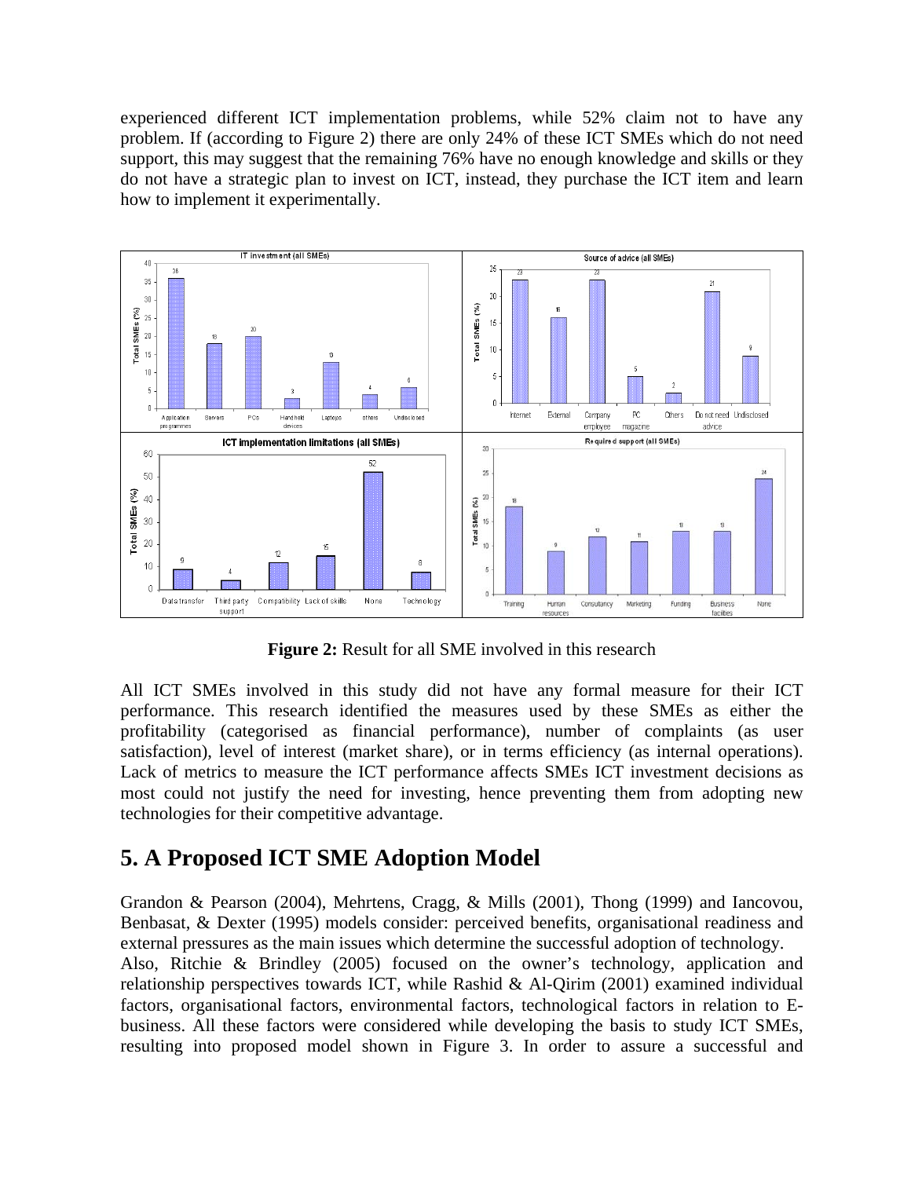experienced different ICT implementation problems, while 52% claim not to have any problem. If (according to Figure 2) there are only 24% of these ICT SMEs which do not need support, this may suggest that the remaining 76% have no enough knowledge and skills or they do not have a strategic plan to invest on ICT, instead, they purchase the ICT item and learn how to implement it experimentally.

**Figure 2:** Result for all SME involved in this research

All ICT SMEs involved in this study did not have any formal measure for their ICT performance. This research identified the measures used by these SMEs as either the profitability (categorised as financial performance), number of complaints (as user satisfaction), level of interest (market share), or in terms efficiency (as internal operations). Lack of metrics to measure the ICT performance affects SMEs ICT investment decisions as most could not justify the need for investing, hence preventing them from adopting new technologies for their competitive advantage.

# 5. A Proposed ICT SME Adoption Model

Grandon & Pearson (2004), Mehrtens, Cragg, & Mills (2001), Thong (1999) and Iancovou, Benbasat, & Dexter (1995) models consider: perceived benefits, organisational readiness and external pressures as the main issues which determine the successful adoption of technology.

Also, Ritchie & Brindley (2005) focused on the owner's technology, application and relationship perspectives towards ICT, while Rashid & Al-Qirim (2001) examined individual factors, organisational factors, environmental factors, technological factors in relation to E-business. All these factors were considered while developing the basis to study ICT SMEs, resulting into proposed model shown in Figure 3. In order to assure a successful and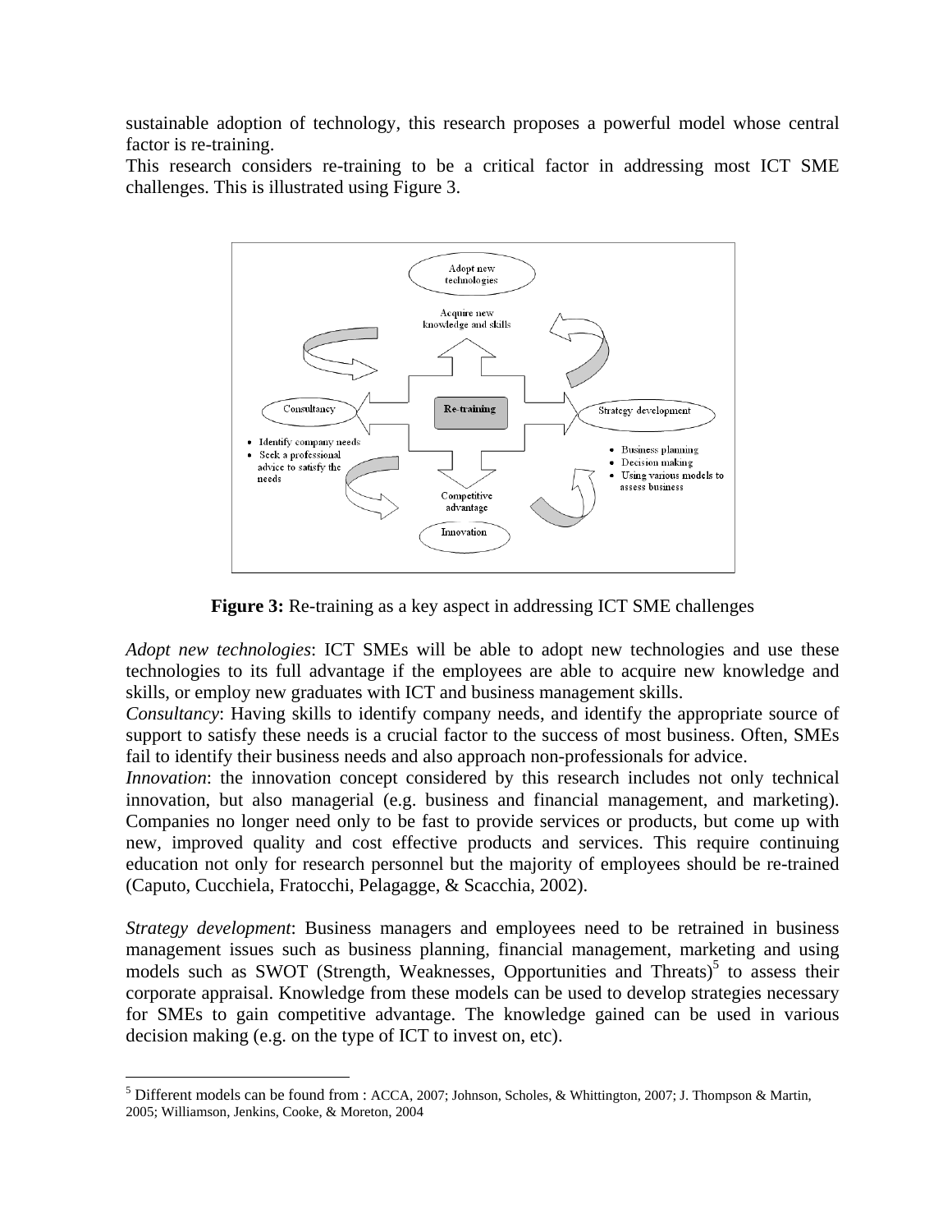sustainable adoption of technology, this research proposes a powerful model whose central factor is re-training.

This research considers re-training to be a critical factor in addressing most ICT SME challenges. This is illustrated using Figure 3.

**Figure 3:** Re-training as a key aspect in addressing ICT SME challenges

*Adopt new technologies*: ICT SMEs will be able to adopt new technologies and use these technologies to its full advantage if the employees are able to acquire new knowledge and skills, or employ new graduates with ICT and business management skills.

*Consultancy*: Having skills to identify company needs, and identify the appropriate source of support to satisfy these needs is a crucial factor to the success of most business. Often, SMEs fail to identify their business needs and also approach non-professionals for advice.

*Innovation*: the innovation concept considered by this research includes not only technical innovation, but also managerial (e.g. business and financial management, and marketing). Companies no longer need only to be fast to provide services or products, but come up with new, improved quality and cost effective products and services. This require continuing education not only for research personnel but the majority of employees should be re-trained (Caputo, Cucchiela, Fratocchi, Pelagagge, & Scacchia, 2002).

*Strategy development*: Business managers and employees need to be retrained in business management issues such as business planning, financial management, marketing and using models such as SWOT (Strength, Weaknesses, Opportunities and Threats)[5] to assess their corporate appraisal. Knowledge from these models can be used to develop strategies necessary for SMEs to gain competitive advantage. The knowledge gained can be used in various decision making (e.g. on the type of ICT to invest on, etc).

[5] Different models can be found from : ACCA, 2007; Johnson, Scholes, & Whittington, 2007; J. Thompson & Martin, 2005; Williamson, Jenkins, Cooke, & Moreton, 2004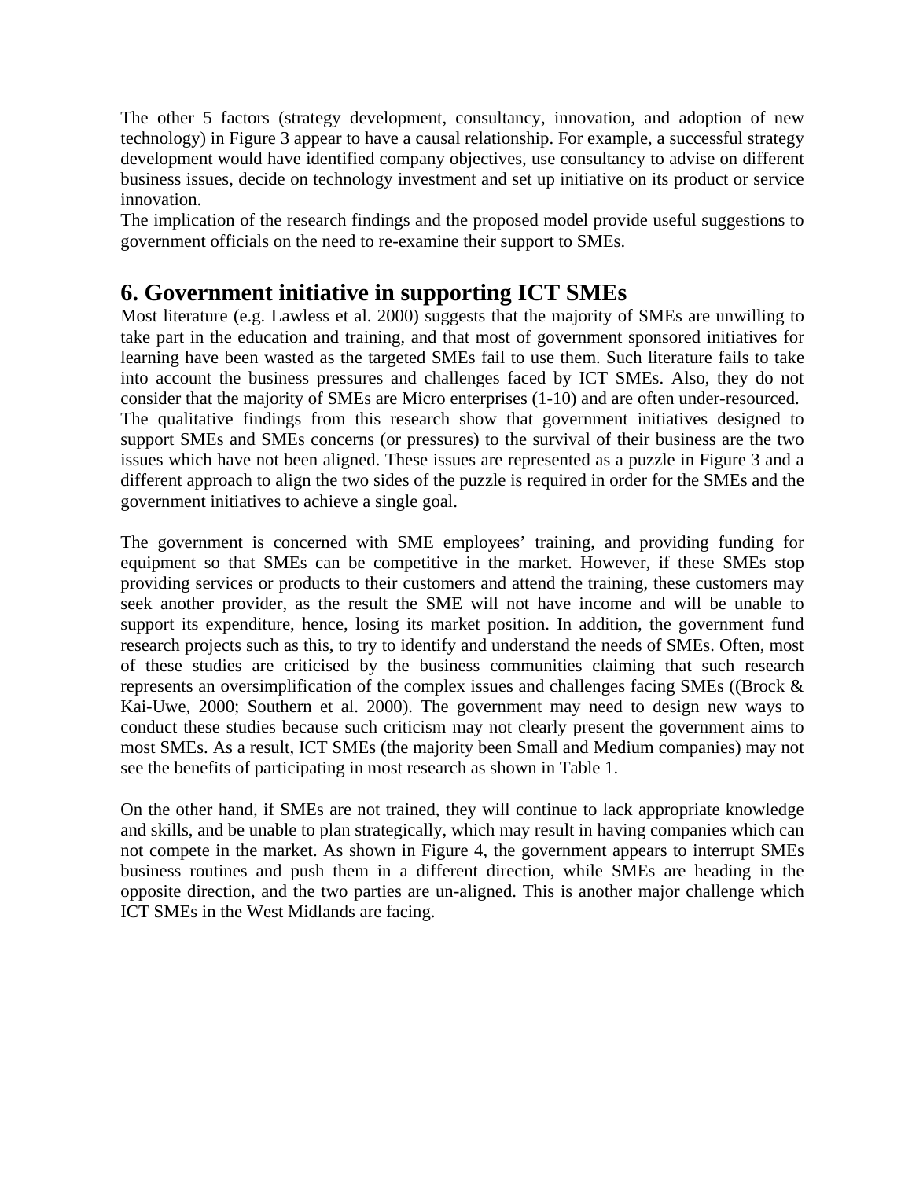The other 5 factors (strategy development, consultancy, innovation, and adoption of new technology) in Figure 3 appear to have a causal relationship. For example, a successful strategy development would have identified company objectives, use consultancy to advise on different business issues, decide on technology investment and set up initiative on its product or service innovation.

The implication of the research findings and the proposed model provide useful suggestions to government officials on the need to re-examine their support to SMEs.

## 6. Government initiative in supporting ICT SMEs

Most literature (e.g. Lawless et al. 2000) suggests that the majority of SMEs are unwilling to take part in the education and training, and that most of government sponsored initiatives for learning have been wasted as the targeted SMEs fail to use them. Such literature fails to take into account the business pressures and challenges faced by ICT SMEs. Also, they do not consider that the majority of SMEs are Micro enterprises (1-10) and are often under-resourced.

The qualitative findings from this research show that government initiatives designed to support SMEs and SMEs concerns (or pressures) to the survival of their business are the two issues which have not been aligned. These issues are represented as a puzzle in Figure 3 and a different approach to align the two sides of the puzzle is required in order for the SMEs and the government initiatives to achieve a single goal.

The government is concerned with SME employees' training, and providing funding for equipment so that SMEs can be competitive in the market. However, if these SMEs stop providing services or products to their customers and attend the training, these customers may seek another provider, as the result the SME will not have income and will be unable to support its expenditure, hence, losing its market position. In addition, the government fund research projects such as this, to try to identify and understand the needs of SMEs. Often, most of these studies are criticised by the business communities claiming that such research represents an oversimplification of the complex issues and challenges facing SMEs ((Brock & Kai-Uwe, 2000; Southern et al. 2000). The government may need to design new ways to conduct these studies because such criticism may not clearly present the government aims to most SMEs. As a result, ICT SMEs (the majority been Small and Medium companies) may not see the benefits of participating in most research as shown in Table 1.

On the other hand, if SMEs are not trained, they will continue to lack appropriate knowledge and skills, and be unable to plan strategically, which may result in having companies which can not compete in the market. As shown in Figure 4, the government appears to interrupt SMEs business routines and push them in a different direction, while SMEs are heading in the opposite direction, and the two parties are un-aligned. This is another major challenge which ICT SMEs in the West Midlands are facing.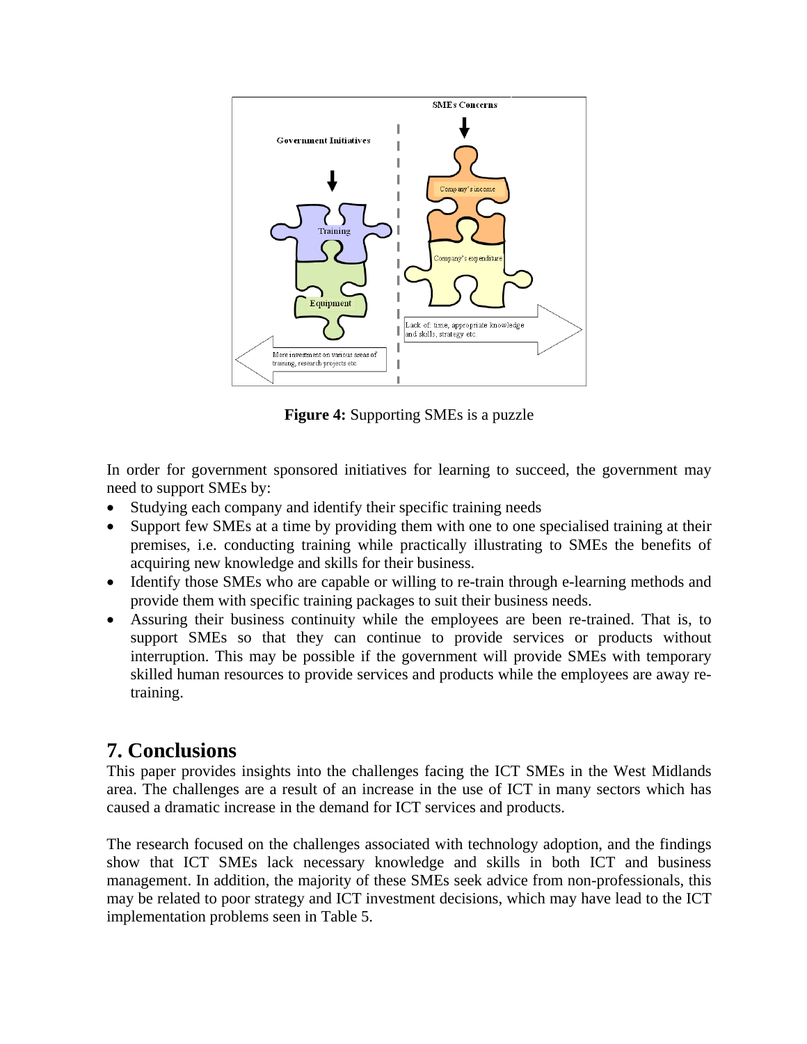**Figure 4:** Supporting SMEs is a puzzle

In order for government sponsored initiatives for learning to succeed, the government may need to support SMEs by:

- Studying each company and identify their specific training needs
- Support few SMEs at a time by providing them with one to one specialised training at their premises, i.e. conducting training while practically illustrating to SMEs the benefits of acquiring new knowledge and skills for their business.
- Identify those SMEs who are capable or willing to re-train through e-learning methods and provide them with specific training packages to suit their business needs.
- Assuring their business continuity while the employees are been re-trained. That is, to support SMEs so that they can continue to provide services or products without interruption. This may be possible if the government will provide SMEs with temporary skilled human resources to provide services and products while the employees are away re-training.

## 7. Conclusions

This paper provides insights into the challenges facing the ICT SMEs in the West Midlands area. The challenges are a result of an increase in the use of ICT in many sectors which has caused a dramatic increase in the demand for ICT services and products.

The research focused on the challenges associated with technology adoption, and the findings show that ICT SMEs lack necessary knowledge and skills in both ICT and business management. In addition, the majority of these SMEs seek advice from non-professionals, this may be related to poor strategy and ICT investment decisions, which may have lead to the ICT implementation problems seen in Table 5.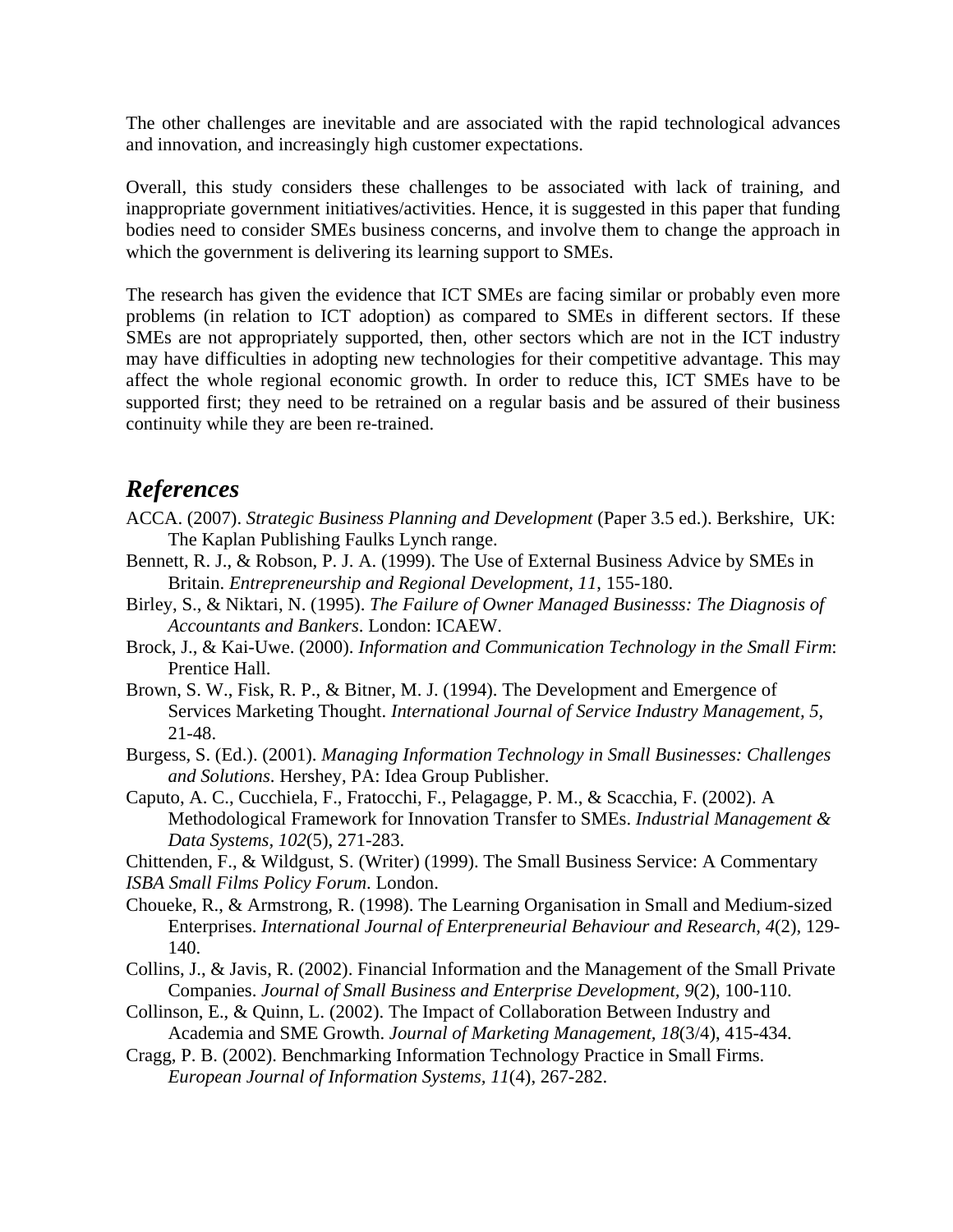The other challenges are inevitable and are associated with the rapid technological advances and innovation, and increasingly high customer expectations.

Overall, this study considers these challenges to be associated with lack of training, and inappropriate government initiatives/activities. Hence, it is suggested in this paper that funding bodies need to consider SMEs business concerns, and involve them to change the approach in which the government is delivering its learning support to SMEs.

The research has given the evidence that ICT SMEs are facing similar or probably even more problems (in relation to ICT adoption) as compared to SMEs in different sectors. If these SMEs are not appropriately supported, then, other sectors which are not in the ICT industry may have difficulties in adopting new technologies for their competitive advantage. This may affect the whole regional economic growth. In order to reduce this, ICT SMEs have to be supported first; they need to be retrained on a regular basis and be assured of their business continuity while they are been re-trained.

## *References*

ACCA. (2007). *Strategic Business Planning and Development* (Paper 3.5 ed.). Berkshire, UK: The Kaplan Publishing Faulks Lynch range.

Bennett, R. J., & Robson, P. J. A. (1999). The Use of External Business Advice by SMEs in Britain. *Entrepreneurship and Regional Development, 11*, 155-180.

Birley, S., & Niktari, N. (1995). *The Failure of Owner Managed Businesss: The Diagnosis of Accountants and Bankers*. London: ICAEW.

Brock, J., & Kai-Uwe. (2000). *Information and Communication Technology in the Small Firm*: Prentice Hall.

Brown, S. W., Fisk, R. P., & Bitner, M. J. (1994). The Development and Emergence of Services Marketing Thought. *International Journal of Service Industry Management, 5*, 21-48.

Burgess, S. (Ed.). (2001). *Managing Information Technology in Small Businesses: Challenges and Solutions*. Hershey, PA: Idea Group Publisher.

Caputo, A. C., Cucchiela, F., Fratocchi, F., Pelagagge, P. M., & Scacchia, F. (2002). A Methodological Framework for Innovation Transfer to SMEs. *Industrial Management & Data Systems, 102*(5), 271-283.

Chittenden, F., & Wildgust, S. (Writer) (1999). The Small Business Service: A Commentary *ISBA Small Films Policy Forum*. London.

Choueke, R., & Armstrong, R. (1998). The Learning Organisation in Small and Medium-sized Enterprises. *International Journal of Enterpreneurial Behaviour and Research, 4*(2), 129-140.

Collins, J., & Javis, R. (2002). Financial Information and the Management of the Small Private Companies. *Journal of Small Business and Enterprise Development, 9*(2), 100-110.

Collinson, E., & Quinn, L. (2002). The Impact of Collaboration Between Industry and Academia and SME Growth. *Journal of Marketing Management, 18*(3/4), 415-434.

Cragg, P. B. (2002). Benchmarking Information Technology Practice in Small Firms. *European Journal of Information Systems, 11*(4), 267-282.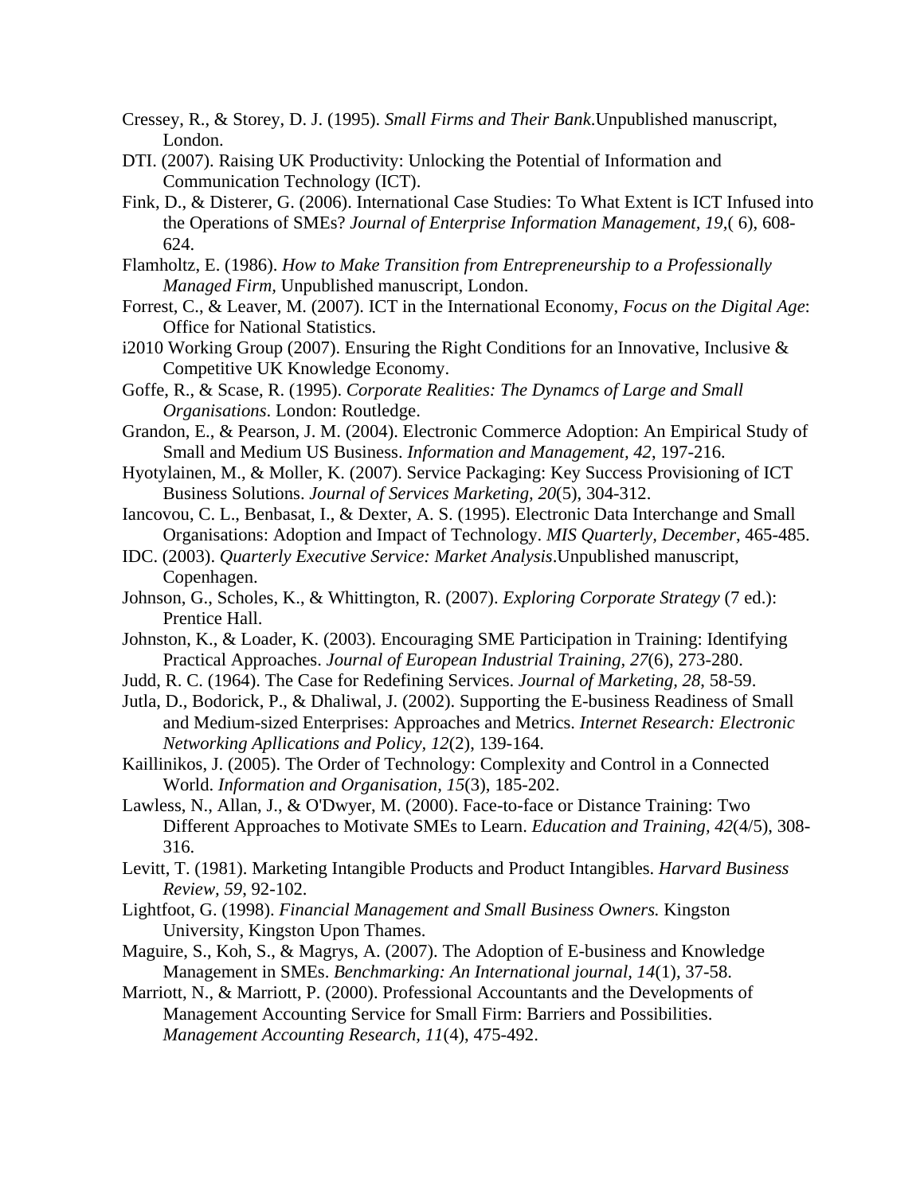Cressey, R., & Storey, D. J. (1995). *Small Firms and Their Bank*.Unpublished manuscript, London.

DTI. (2007). Raising UK Productivity: Unlocking the Potential of Information and Communication Technology (ICT).

Fink, D., & Disterer, G. (2006). International Case Studies: To What Extent is ICT Infused into the Operations of SMEs? *Journal of Enterprise Information Management, 19*,( 6), 608-624.

Flamholtz, E. (1986). *How to Make Transition from Entrepreneurship to a Professionally Managed Firm*, Unpublished manuscript, London.

Forrest, C., & Leaver, M. (2007). ICT in the International Economy, *Focus on the Digital Age*: Office for National Statistics.

i2010 Working Group (2007). Ensuring the Right Conditions for an Innovative, Inclusive & Competitive UK Knowledge Economy.

Goffe, R., & Scase, R. (1995). *Corporate Realities: The Dynamcs of Large and Small Organisations*. London: Routledge.

Grandon, E., & Pearson, J. M. (2004). Electronic Commerce Adoption: An Empirical Study of Small and Medium US Business. *Information and Management, 42*, 197-216.

Hyotylainen, M., & Moller, K. (2007). Service Packaging: Key Success Provisioning of ICT Business Solutions. *Journal of Services Marketing, 20*(5), 304-312.

Iancovou, C. L., Benbasat, I., & Dexter, A. S. (1995). Electronic Data Interchange and Small Organisations: Adoption and Impact of Technology. *MIS Quarterly, December*, 465-485.

IDC. (2003). *Quarterly Executive Service: Market Analysis*.Unpublished manuscript, Copenhagen.

Johnson, G., Scholes, K., & Whittington, R. (2007). *Exploring Corporate Strategy* (7 ed.): Prentice Hall.

Johnston, K., & Loader, K. (2003). Encouraging SME Participation in Training: Identifying Practical Approaches. *Journal of European Industrial Training, 27*(6), 273-280.

Judd, R. C. (1964). The Case for Redefining Services. *Journal of Marketing, 28*, 58-59.

Jutla, D., Bodorick, P., & Dhaliwal, J. (2002). Supporting the E-business Readiness of Small and Medium-sized Enterprises: Approaches and Metrics. *Internet Research: Electronic Networking Apllications and Policy, 12*(2), 139-164.

Kaillinikos, J. (2005). The Order of Technology: Complexity and Control in a Connected World. *Information and Organisation, 15*(3), 185-202.

Lawless, N., Allan, J., & O'Dwyer, M. (2000). Face-to-face or Distance Training: Two Different Approaches to Motivate SMEs to Learn. *Education and Training, 42*(4/5), 308-316.

Levitt, T. (1981). Marketing Intangible Products and Product Intangibles. *Harvard Business Review, 59*, 92-102.

Lightfoot, G. (1998). *Financial Management and Small Business Owners.* Kingston University, Kingston Upon Thames.

Maguire, S., Koh, S., & Magrys, A. (2007). The Adoption of E-business and Knowledge Management in SMEs. *Benchmarking: An International journal, 14*(1), 37-58.

Marriott, N., & Marriott, P. (2000). Professional Accountants and the Developments of Management Accounting Service for Small Firm: Barriers and Possibilities. *Management Accounting Research, 11*(4), 475-492.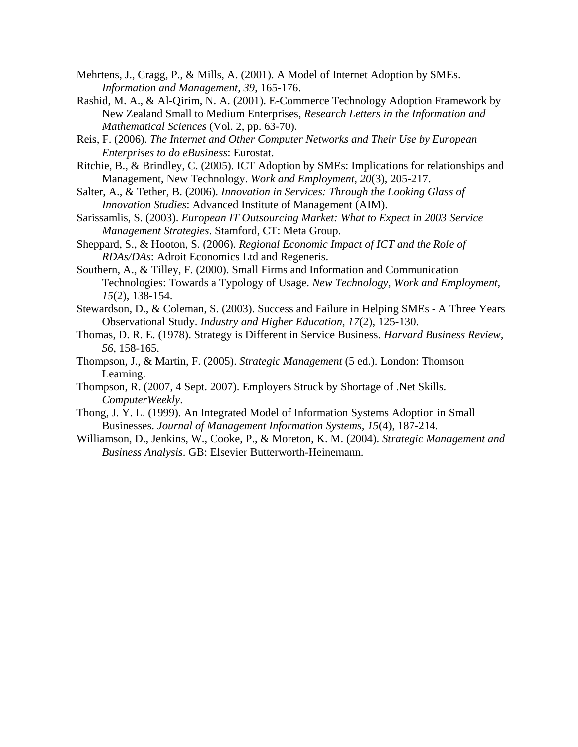Mehrtens, J., Cragg, P., & Mills, A. (2001). A Model of Internet Adoption by SMEs. *Information and Management, 39*, 165-176.

Rashid, M. A., & Al-Qirim, N. A. (2001). E-Commerce Technology Adoption Framework by New Zealand Small to Medium Enterprises, *Research Letters in the Information and Mathematical Sciences* (Vol. 2, pp. 63-70).

Reis, F. (2006). *The Internet and Other Computer Networks and Their Use by European Enterprises to do eBusiness*: Eurostat.

Ritchie, B., & Brindley, C. (2005). ICT Adoption by SMEs: Implications for relationships and Management, New Technology. *Work and Employment, 20*(3), 205-217.

Salter, A., & Tether, B. (2006). *Innovation in Services: Through the Looking Glass of Innovation Studies*: Advanced Institute of Management (AIM).

Sarissamlis, S. (2003). *European IT Outsourcing Market: What to Expect in 2003 Service Management Strategies*. Stamford, CT: Meta Group.

Sheppard, S., & Hooton, S. (2006). *Regional Economic Impact of ICT and the Role of RDAs/DAs*: Adroit Economics Ltd and Regeneris.

Southern, A., & Tilley, F. (2000). Small Firms and Information and Communication Technologies: Towards a Typology of Usage. *New Technology, Work and Employment, 15*(2), 138-154.

Stewardson, D., & Coleman, S. (2003). Success and Failure in Helping SMEs - A Three Years Observational Study. *Industry and Higher Education, 17*(2), 125-130.

Thomas, D. R. E. (1978). Strategy is Different in Service Business. *Harvard Business Review, 56*, 158-165.

Thompson, J., & Martin, F. (2005). *Strategic Management* (5 ed.). London: Thomson Learning.

Thompson, R. (2007, 4 Sept. 2007). Employers Struck by Shortage of .Net Skills. *ComputerWeekly*.

Thong, J. Y. L. (1999). An Integrated Model of Information Systems Adoption in Small Businesses. *Journal of Management Information Systems, 15*(4), 187-214.

Williamson, D., Jenkins, W., Cooke, P., & Moreton, K. M. (2004). *Strategic Management and Business Analysis*. GB: Elsevier Butterworth-Heinemann.